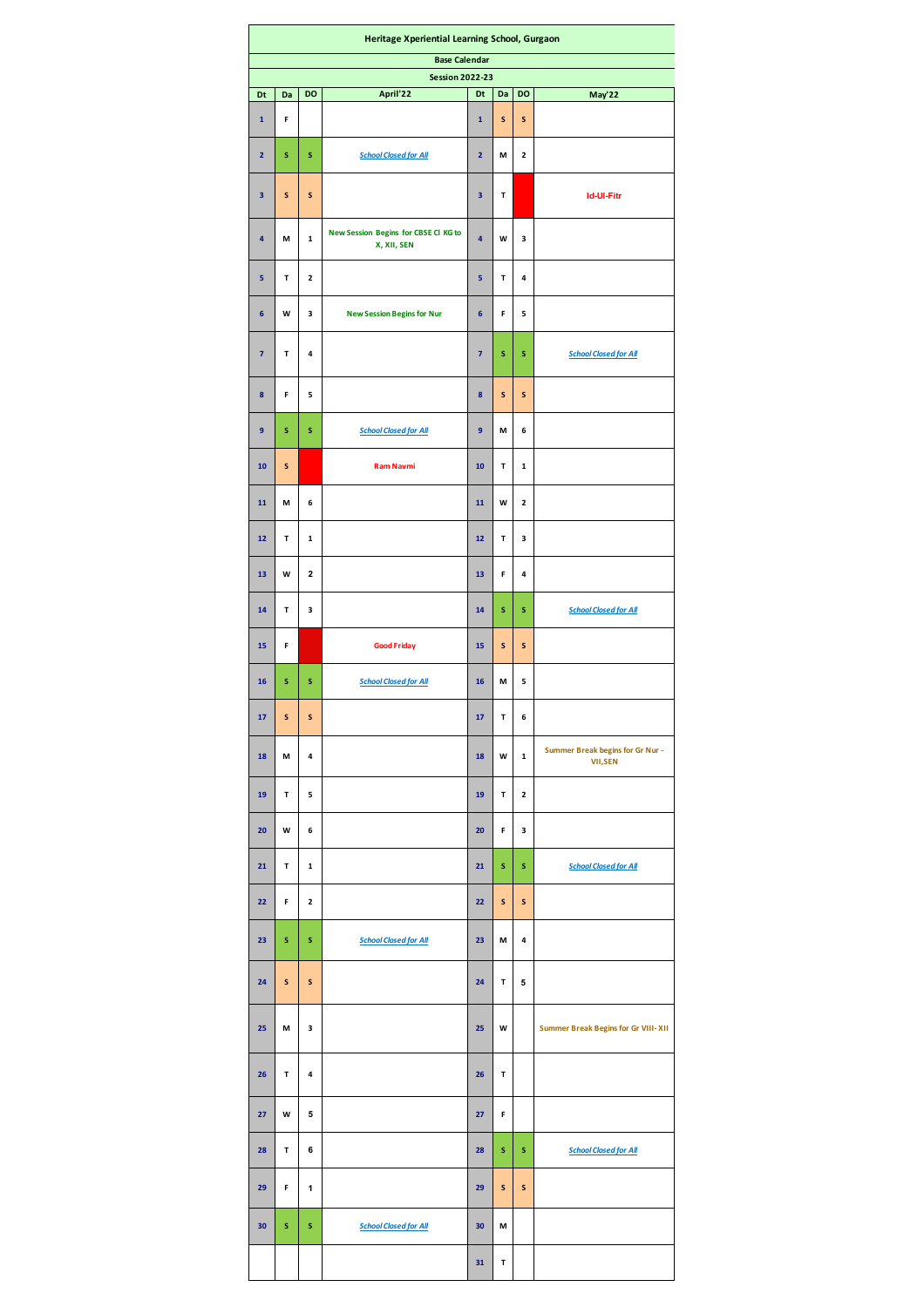# Heritage Xperiential Learning School, Gurgaon

## Base Calendar

### Session 2022-23

| Dt | Da | DO | April'22 | Dt | Da | DO | May'22 |
|---|---|---|---|---|---|---|---|
| 1 | F | | | 1 | S | S | |
| 2 | S | S | School Closed for All | 2 | M | 2 | |
| 3 | S | S | | 3 | T | | Id-Ul-Fitr |
| 4 | M | 1 | New Session Begins for CBSE Cl KG to X, XII, SEN | 4 | W | 3 | |
| 5 | T | 2 | | 5 | T | 4 | |
| 6 | W | 3 | New Session Begins for Nur | 6 | F | 5 | |
| 7 | T | 4 | | 7 | S | S | School Closed for All |
| 8 | F | 5 | | 8 | S | S | |
| 9 | S | S | School Closed for All | 9 | M | 6 | |
| 10 | S | | Ram Navmi | 10 | T | 1 | |
| 11 | M | 6 | | 11 | W | 2 | |
| 12 | T | 1 | | 12 | T | 3 | |
| 13 | W | 2 | | 13 | F | 4 | |
| 14 | T | 3 | | 14 | S | S | School Closed for All |
| 15 | F | | Good Friday | 15 | S | S | |
| 16 | S | S | School Closed for All | 16 | M | 5 | |
| 17 | S | S | | 17 | T | 6 | |
| 18 | M | 4 | | 18 | W | 1 | Summer Break begins for Gr Nur - VII,SEN |
| 19 | T | 5 | | 19 | T | 2 | |
| 20 | W | 6 | | 20 | F | 3 | |
| 21 | T | 1 | | 21 | S | S | School Closed for All |
| 22 | F | 2 | | 22 | S | S | |
| 23 | S | S | School Closed for All | 23 | M | 4 | |
| 24 | S | S | | 24 | T | 5 | |
| 25 | M | 3 | | 25 | W | | Summer Break Begins for Gr VIII- XII |
| 26 | T | 4 | | 26 | T | | |
| 27 | W | 5 | | 27 | F | | |
| 28 | T | 6 | | 28 | S | S | School Closed for All |
| 29 | F | 1 | | 29 | S | S | |
| 30 | S | S | School Closed for All | 30 | M | | |
| | | | | 31 | T | | |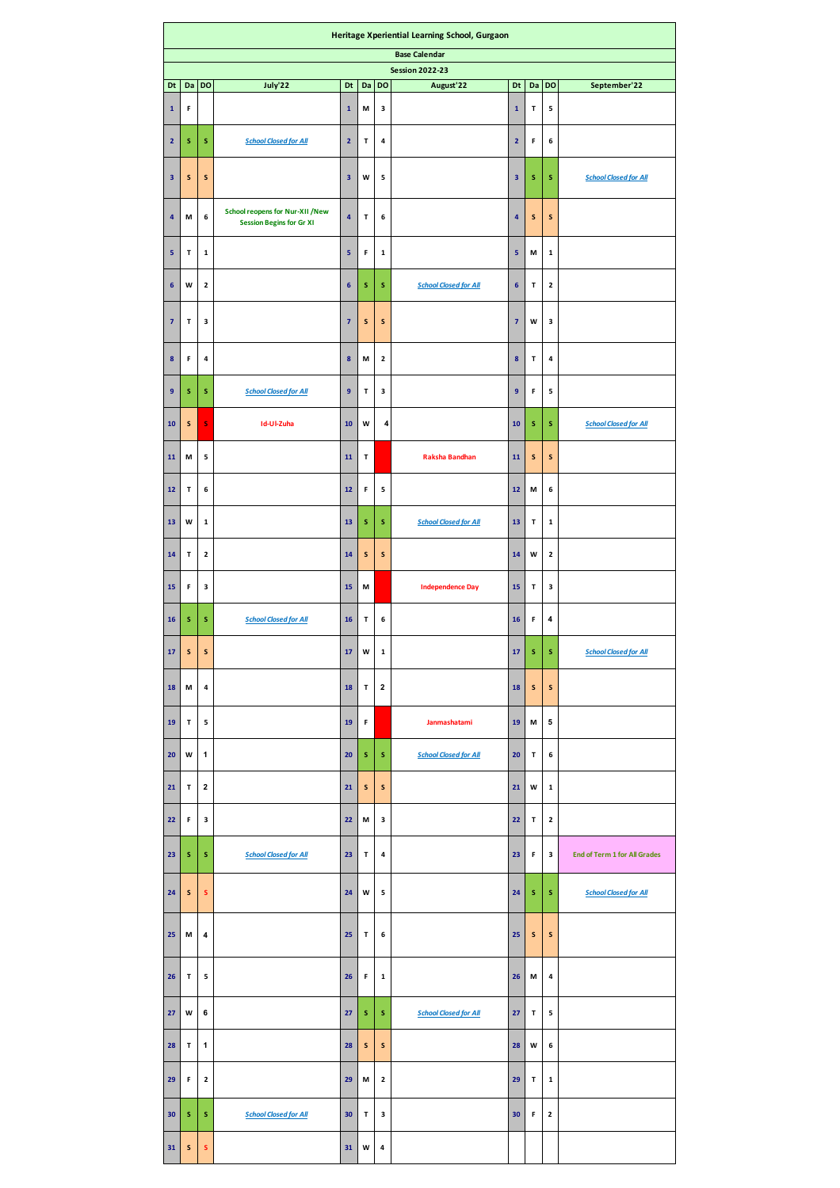# Heritage Xperiential Learning School, Gurgaon

## Base Calendar

### Session 2022-23

| Dt | Da | DO | July'22 | Dt | Da | DO | August'22 | Dt | Da | DO | September'22 |
|---|---|---|---|---|---|---|---|---|---|---|---|
| 1 | F | | | 1 | M | 3 | | 1 | T | 5 | |
| 2 | S | S | School Closed for All | 2 | T | 4 | | 2 | F | 6 | |
| 3 | S | S | | 3 | W | 5 | | 3 | S | S | School Closed for All |
| 4 | M | 6 | School reopens for Nur-XII /New Session Begins for Gr XI | 4 | T | 6 | | 4 | S | S | |
| 5 | T | 1 | | 5 | F | 1 | | 5 | M | 1 | |
| 6 | W | 2 | | 6 | S | S | School Closed for All | 6 | T | 2 | |
| 7 | T | 3 | | 7 | S | S | | 7 | W | 3 | |
| 8 | F | 4 | | 8 | M | 2 | | 8 | T | 4 | |
| 9 | S | S | School Closed for All | 9 | T | 3 | | 9 | F | 5 | |
| 10 | S | S | Id-Ul-Zuha | 10 | W | 4 | | 10 | S | S | School Closed for All |
| 11 | M | 5 | | 11 | T | | Raksha Bandhan | 11 | S | S | |
| 12 | T | 6 | | 12 | F | 5 | | 12 | M | 6 | |
| 13 | W | 1 | | 13 | S | S | School Closed for All | 13 | T | 1 | |
| 14 | T | 2 | | 14 | S | S | | 14 | W | 2 | |
| 15 | F | 3 | | 15 | M | | Independence Day | 15 | T | 3 | |
| 16 | S | S | School Closed for All | 16 | T | 6 | | 16 | F | 4 | |
| 17 | S | S | | 17 | W | 1 | | 17 | S | S | School Closed for All |
| 18 | M | 4 | | 18 | T | 2 | | 18 | S | S | |
| 19 | T | 5 | | 19 | F | | Janmashatami | 19 | M | 5 | |
| 20 | W | 1 | | 20 | S | S | School Closed for All | 20 | T | 6 | |
| 21 | T | 2 | | 21 | S | S | | 21 | W | 1 | |
| 22 | F | 3 | | 22 | M | 3 | | 22 | T | 2 | |
| 23 | S | S | School Closed for All | 23 | T | 4 | | 23 | F | 3 | End of Term 1 for All Grades |
| 24 | S | S | | 24 | W | 5 | | 24 | S | S | School Closed for All |
| 25 | M | 4 | | 25 | T | 6 | | 25 | S | S | |
| 26 | T | 5 | | 26 | F | 1 | | 26 | M | 4 | |
| 27 | W | 6 | | 27 | S | S | School Closed for All | 27 | T | 5 | |
| 28 | T | 1 | | 28 | S | S | | 28 | W | 6 | |
| 29 | F | 2 | | 29 | M | 2 | | 29 | T | 1 | |
| 30 | S | S | School Closed for All | 30 | T | 3 | | 30 | F | 2 | |
| 31 | S | S | | 31 | W | 4 | | | | | |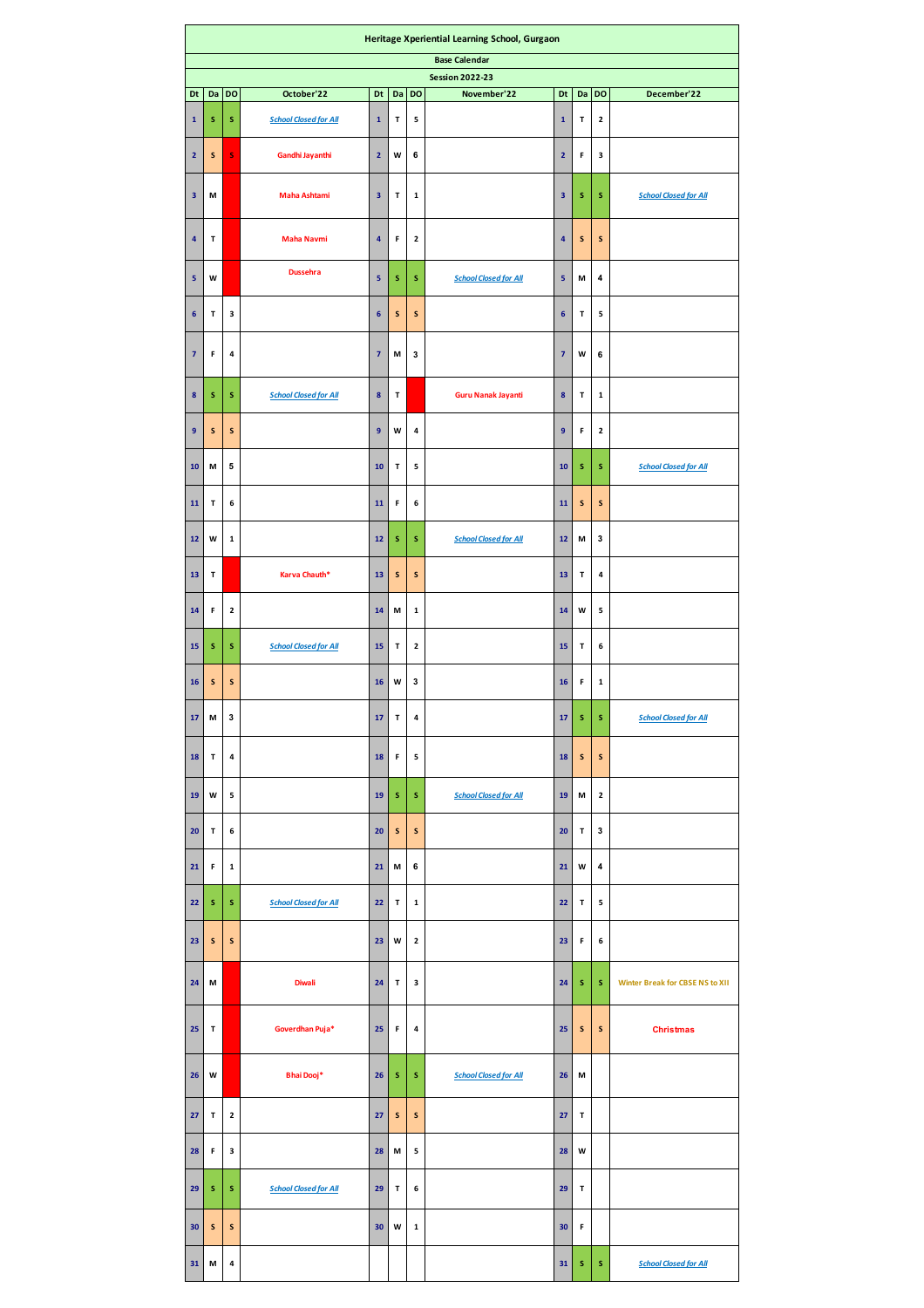# Heritage Xperiential Learning School, Gurgaon

## Base Calendar

### Session 2022-23

| Dt | Da | DO | October'22 | Dt | Da | DO | November'22 | Dt | Da | DO | December'22 |
|---|---|---|---|---|---|---|---|---|---|---|---|
| 1 | S | S | School Closed for All | 1 | T | 5 | | 1 | T | 2 | |
| 2 | S | S | Gandhi Jayanthi | 2 | W | 6 | | 2 | F | 3 | |
| 3 | M | | Maha Ashtami | 3 | T | 1 | | 3 | S | S | School Closed for All |
| 4 | T | | Maha Navmi | 4 | F | 2 | | 4 | S | S | |
| 5 | W | | Dussehra | 5 | S | S | School Closed for All | 5 | M | 4 | |
| 6 | T | 3 | | 6 | S | S | | 6 | T | 5 | |
| 7 | F | 4 | | 7 | M | 3 | | 7 | W | 6 | |
| 8 | S | S | School Closed for All | 8 | T | | Guru Nanak Jayanti | 8 | T | 1 | |
| 9 | S | S | | 9 | W | 4 | | 9 | F | 2 | |
| 10 | M | 5 | | 10 | T | 5 | | 10 | S | S | School Closed for All |
| 11 | T | 6 | | 11 | F | 6 | | 11 | S | S | |
| 12 | W | 1 | | 12 | S | S | School Closed for All | 12 | M | 3 | |
| 13 | T | | Karva Chauth* | 13 | S | S | | 13 | T | 4 | |
| 14 | F | 2 | | 14 | M | 1 | | 14 | W | 5 | |
| 15 | S | S | School Closed for All | 15 | T | 2 | | 15 | T | 6 | |
| 16 | S | S | | 16 | W | 3 | | 16 | F | 1 | |
| 17 | M | 3 | | 17 | T | 4 | | 17 | S | S | School Closed for All |
| 18 | T | 4 | | 18 | F | 5 | | 18 | S | S | |
| 19 | W | 5 | | 19 | S | S | School Closed for All | 19 | M | 2 | |
| 20 | T | 6 | | 20 | S | S | | 20 | T | 3 | |
| 21 | F | 1 | | 21 | M | 6 | | 21 | W | 4 | |
| 22 | S | S | School Closed for All | 22 | T | 1 | | 22 | T | 5 | |
| 23 | S | S | | 23 | W | 2 | | 23 | F | 6 | |
| 24 | M | | Diwali | 24 | T | 3 | | 24 | S | S | Winter Break for CBSE NS to XII |
| 25 | T | | Goverdhan Puja* | 25 | F | 4 | | 25 | S | S | Christmas |
| 26 | W | | Bhai Dooj* | 26 | S | S | School Closed for All | 26 | M | | |
| 27 | T | 2 | | 27 | S | S | | 27 | T | | |
| 28 | F | 3 | | 28 | M | 5 | | 28 | W | | |
| 29 | S | S | School Closed for All | 29 | T | 6 | | 29 | T | | |
| 30 | S | S | | 30 | W | 1 | | 30 | F | | |
| 31 | M | 4 | | | | | | 31 | S | S | School Closed for All |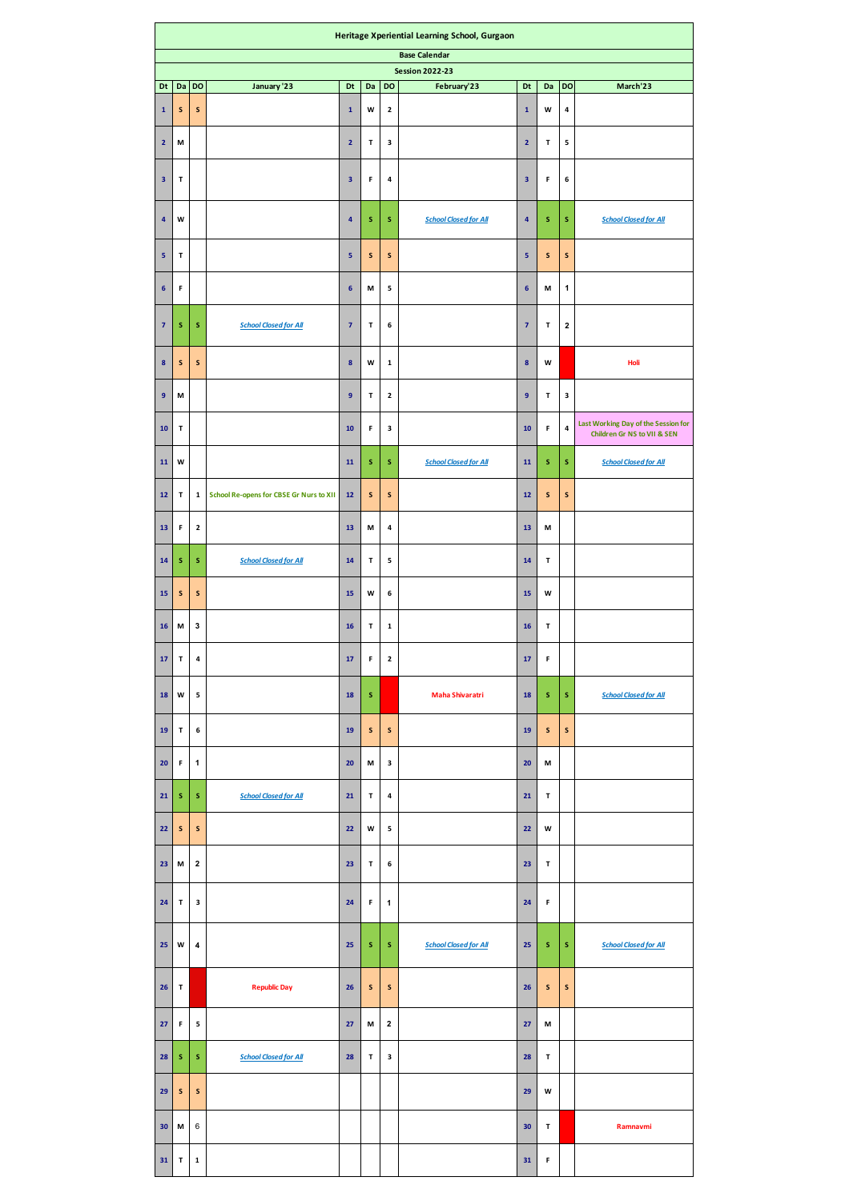# Heritage Xperiential Learning School, Gurgaon

## Base Calendar

### Session 2022-23

| Dt | Da | DO | January '23 | Dt | Da | DO | February'23 | Dt | Da | DO | March'23 |
|---|---|---|---|---|---|---|---|---|---|---|---|
| 1 | S | S | | 1 | W | 2 | | 1 | W | 4 | |
| 2 | M | | | 2 | T | 3 | | 2 | T | 5 | |
| 3 | T | | | 3 | F | 4 | | 3 | F | 6 | |
| 4 | W | | | 4 | S | S | School Closed for All | 4 | S | S | School Closed for All |
| 5 | T | | | 5 | S | S | | 5 | S | S | |
| 6 | F | | | 6 | M | 5 | | 6 | M | 1 | |
| 7 | S | S | School Closed for All | 7 | T | 6 | | 7 | T | 2 | |
| 8 | S | S | | 8 | W | 1 | | 8 | W | | Holi |
| 9 | M | | | 9 | T | 2 | | 9 | T | 3 | |
| 10 | T | | | 10 | F | 3 | | 10 | F | 4 | Last Working Day of the Session for Children Gr NS to VII & SEN |
| 11 | W | | | 11 | S | S | School Closed for All | 11 | S | S | School Closed for All |
| 12 | T | 1 | School Re-opens for CBSE Gr Nurs to XII | 12 | S | S | | 12 | S | S | |
| 13 | F | 2 | | 13 | M | 4 | | 13 | M | | |
| 14 | S | S | School Closed for All | 14 | T | 5 | | 14 | T | | |
| 15 | S | S | | 15 | W | 6 | | 15 | W | | |
| 16 | M | 3 | | 16 | T | 1 | | 16 | T | | |
| 17 | T | 4 | | 17 | F | 2 | | 17 | F | | |
| 18 | W | 5 | | 18 | S | | Maha Shivaratri | 18 | S | S | School Closed for All |
| 19 | T | 6 | | 19 | S | S | | 19 | S | S | |
| 20 | F | 1 | | 20 | M | 3 | | 20 | M | | |
| 21 | S | S | School Closed for All | 21 | T | 4 | | 21 | T | | |
| 22 | S | S | | 22 | W | 5 | | 22 | W | | |
| 23 | M | 2 | | 23 | T | 6 | | 23 | T | | |
| 24 | T | 3 | | 24 | F | 1 | | 24 | F | | |
| 25 | W | 4 | | 25 | S | S | School Closed for All | 25 | S | S | School Closed for All |
| 26 | T | | Republic Day | 26 | S | S | | 26 | S | S | |
| 27 | F | 5 | | 27 | M | 2 | | 27 | M | | |
| 28 | S | S | School Closed for All | 28 | T | 3 | | 28 | T | | |
| 29 | S | S | | | | | | 29 | W | | |
| 30 | M | 6 | | | | | | 30 | T | | Ramnavmi |
| 31 | T | 1 | | | | | | 31 | F | | |